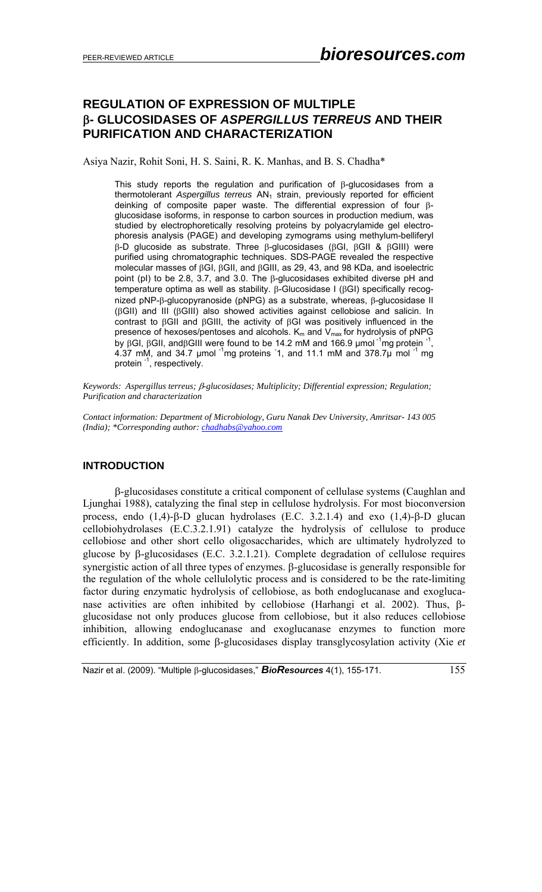# REGULATION OF EXPRESSION OF MULTIPLE β- GLUCOSIDASES OF *ASPERGILLUS TERREUS* AND THEIR PURIFICATION AND CHARACTERIZATION

Asiya Nazir, Rohit Soni, H. S. Saini, R. K. Manhas, and B. S. Chadha*

This study reports the regulation and purification of β-glucosidases from a thermotolerant *Aspergillus terreus* $AN_1$ strain, previously reported for efficient deinking of composite paper waste. The differential expression of four β-glucosidase isoforms, in response to carbon sources in production medium, was studied by electrophoretically resolving proteins by polyacrylamide gel electrophoresis analysis (PAGE) and developing zymograms using methylum-belliferyl β-D glucoside as substrate. Three β-glucosidases (βGI, βGII & βGIII) were purified using chromatographic techniques. SDS-PAGE revealed the respective molecular masses of βGI, βGII, and βGIII, as 29, 43, and 98 KDa, and isoelectric point (pI) to be 2.8, 3.7, and 3.0. The β-glucosidases exhibited diverse pH and temperature optima as well as stability. β-Glucosidase I (βGI) specifically recognized pNP-β-glucopyranoside (pNPG) as a substrate, whereas, β-glucosidase II (βGII) and III (βGIII) also showed activities against cellobiose and salicin. In contrast to βGII and βGIII, the activity of βGI was positively influenced in the presence of hexoses/pentoses and alcohols. $K_m$ and $V_{max}$ for hydrolysis of pNPG by βGI, βGII, andβGIII were found to be 14.2 mM and 166.9 μmol $^{-1}$mg protein $^{-1}$, 4.37 mM, and 34.7 μmol $^{-1}$mg proteins $^{-}$1, and 11.1 mM and 378.7μ mol $^{-1}$ mg protein $^{-1}$, respectively.

*Keywords: Aspergillus terreus; β-glucosidases; Multiplicity; Differential expression; Regulation; Purification and characterization*

*Contact information: Department of Microbiology, Guru Nanak Dev University, Amritsar- 143 005 (India); *Corresponding author: chadhabs@yahoo.com*

## INTRODUCTION

β-glucosidases constitute a critical component of cellulase systems (Caughlan and Ljunghai 1988), catalyzing the final step in cellulose hydrolysis. For most bioconversion process, endo (1,4)-β-D glucan hydrolases (E.C. 3.2.1.4) and exo (1,4)-β-D glucan cellobiohydrolases (E.C.3.2.1.91) catalyze the hydrolysis of cellulose to produce cellobiose and other short cello oligosaccharides, which are ultimately hydrolyzed to glucose by β-glucosidases (E.C. 3.2.1.21). Complete degradation of cellulose requires synergistic action of all three types of enzymes. β-glucosidase is generally responsible for the regulation of the whole cellulolytic process and is considered to be the rate-limiting factor during enzymatic hydrolysis of cellobiose, as both endoglucanase and exoglucanase activities are often inhibited by cellobiose (Harhangi et al. 2002). Thus, β-glucosidase not only produces glucose from cellobiose, but it also reduces cellobiose inhibition, allowing endoglucanase and exoglucanase enzymes to function more efficiently. In addition, some β-glucosidases display transglycosylation activity (Xie *et*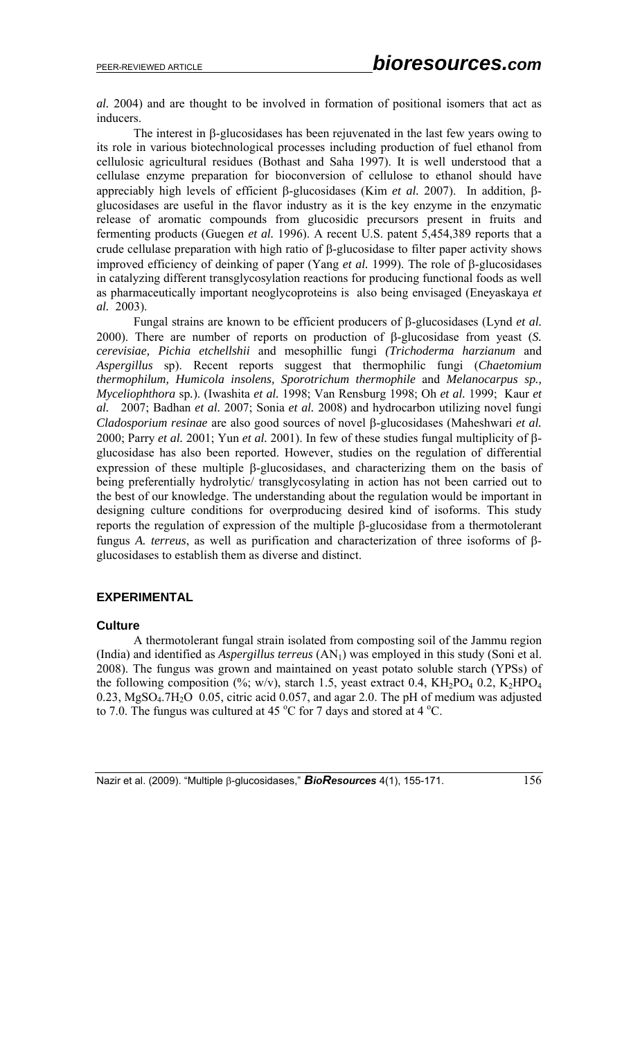*al.* 2004) and are thought to be involved in formation of positional isomers that act as inducers.

The interest in β-glucosidases has been rejuvenated in the last few years owing to its role in various biotechnological processes including production of fuel ethanol from cellulosic agricultural residues (Bothast and Saha 1997). It is well understood that a cellulase enzyme preparation for bioconversion of cellulose to ethanol should have appreciably high levels of efficient β-glucosidases (Kim *et al.* 2007). In addition, β-glucosidases are useful in the flavor industry as it is the key enzyme in the enzymatic release of aromatic compounds from glucosidic precursors present in fruits and fermenting products (Guegen *et al.* 1996). A recent U.S. patent 5,454,389 reports that a crude cellulase preparation with high ratio of β-glucosidase to filter paper activity shows improved efficiency of deinking of paper (Yang *et al.* 1999). The role of β-glucosidases in catalyzing different transglycosylation reactions for producing functional foods as well as pharmaceutically important neoglycoproteins is also being envisaged (Eneyaskaya *et al.* 2003).

Fungal strains are known to be efficient producers of β-glucosidases (Lynd *et al.* 2000). There are number of reports on production of β-glucosidase from yeast (*S. cerevisiae, Pichia etchellshii* and mesophillic fungi *(Trichoderma harzianum* and *Aspergillus* sp). Recent reports suggest that thermophilic fungi (*Chaetomium thermophilum, Humicola insolens, Sporotrichum thermophile* and *Melanocarpus sp., Myceliophthora* sp.). (Iwashita *et al.* 1998; Van Rensburg 1998; Oh *et al.* 1999; Kaur *et al.* 2007; Badhan *et al.* 2007; Sonia *et al.* 2008) and hydrocarbon utilizing novel fungi *Cladosporium resinae* are also good sources of novel β-glucosidases (Maheshwari *et al.* 2000; Parry *et al.* 2001; Yun *et al.* 2001). In few of these studies fungal multiplicity of β-glucosidase has also been reported. However, studies on the regulation of differential expression of these multiple β-glucosidases, and characterizing them on the basis of being preferentially hydrolytic/ transglycosylating in action has not been carried out to the best of our knowledge. The understanding about the regulation would be important in designing culture conditions for overproducing desired kind of isoforms. This study reports the regulation of expression of the multiple β-glucosidase from a thermotolerant fungus *A. terreus*, as well as purification and characterization of three isoforms of β-glucosidases to establish them as diverse and distinct.

## EXPERIMENTAL

### Culture

A thermotolerant fungal strain isolated from composting soil of the Jammu region (India) and identified as *Aspergillus terreus* ($AN_1$) was employed in this study (Soni et al. 2008). The fungus was grown and maintained on yeast potato soluble starch (YPSs) of the following composition (%; w/v), starch 1.5, yeast extract 0.4, $KH_2PO_4$ 0.2, $K_2HPO_4$ 0.23, $MgSO_4.7H_2O$ 0.05, citric acid 0.057, and agar 2.0. The pH of medium was adjusted to 7.0. The fungus was cultured at 45 °C for 7 days and stored at 4 °C.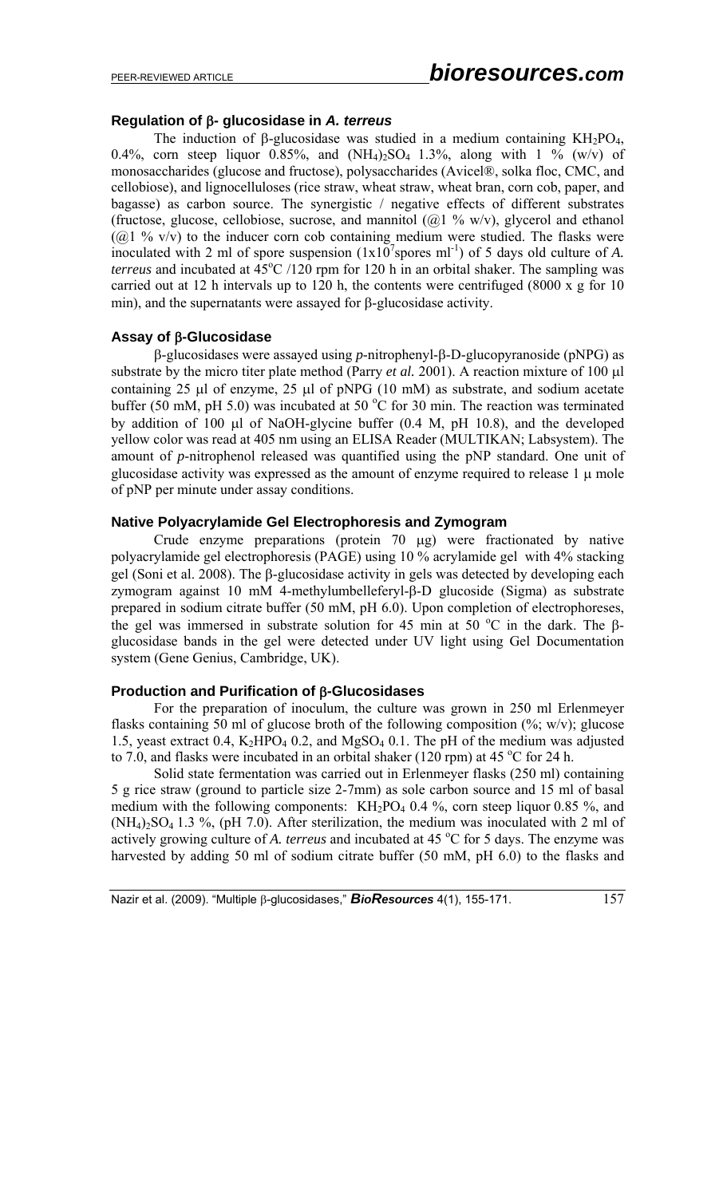### Regulation of β- glucosidase in *A. terreus*

The induction of β-glucosidase was studied in a medium containing $KH_2PO_4$, 0.4%, corn steep liquor 0.85%, and $(NH_4)_2SO_4$ 1.3%, along with 1 % (w/v) of monosaccharides (glucose and fructose), polysaccharides (Avicel®, solka floc, CMC, and cellobiose), and lignocelluloses (rice straw, wheat straw, wheat bran, corn cob, paper, and bagasse) as carbon source. The synergistic / negative effects of different substrates (fructose, glucose, cellobiose, sucrose, and mannitol (@1 % w/v), glycerol and ethanol (@1 % v/v) to the inducer corn cob containing medium were studied. The flasks were inoculated with 2 ml of spore suspension ($1x10^7$spores $ml^{-1}$) of 5 days old culture of *A. terreus* and incubated at 45°C /120 rpm for 120 h in an orbital shaker. The sampling was carried out at 12 h intervals up to 120 h, the contents were centrifuged (8000 x g for 10 min), and the supernatants were assayed for β-glucosidase activity.

### Assay of β-Glucosidase

β-glucosidases were assayed using *p*-nitrophenyl-β-D-glucopyranoside (pNPG) as substrate by the micro titer plate method (Parry *et al.* 2001). A reaction mixture of 100 μl containing 25 μl of enzyme, 25 μl of pNPG (10 mM) as substrate, and sodium acetate buffer (50 mM, pH 5.0) was incubated at 50 °C for 30 min. The reaction was terminated by addition of 100 μl of NaOH-glycine buffer (0.4 M, pH 10.8), and the developed yellow color was read at 405 nm using an ELISA Reader (MULTIKAN; Labsystem). The amount of *p*-nitrophenol released was quantified using the pNP standard. One unit of glucosidase activity was expressed as the amount of enzyme required to release 1 μ mole of pNP per minute under assay conditions.

### Native Polyacrylamide Gel Electrophoresis and Zymogram

Crude enzyme preparations (protein 70 μg) were fractionated by native polyacrylamide gel electrophoresis (PAGE) using 10 % acrylamide gel with 4% stacking gel (Soni et al. 2008). The β-glucosidase activity in gels was detected by developing each zymogram against 10 mM 4-methylumbelleferyl-β-D glucoside (Sigma) as substrate prepared in sodium citrate buffer (50 mM, pH 6.0). Upon completion of electrophoreses, the gel was immersed in substrate solution for 45 min at 50 °C in the dark. The β-glucosidase bands in the gel were detected under UV light using Gel Documentation system (Gene Genius, Cambridge, UK).

### Production and Purification of β-Glucosidases

For the preparation of inoculum, the culture was grown in 250 ml Erlenmeyer flasks containing 50 ml of glucose broth of the following composition (%; w/v); glucose 1.5, yeast extract 0.4, $K_2HPO_4$ 0.2, and $MgSO_4$ 0.1. The pH of the medium was adjusted to 7.0, and flasks were incubated in an orbital shaker (120 rpm) at 45 °C for 24 h.

Solid state fermentation was carried out in Erlenmeyer flasks (250 ml) containing 5 g rice straw (ground to particle size 2-7mm) as sole carbon source and 15 ml of basal medium with the following components: $KH_2PO_4$ 0.4 %, corn steep liquor 0.85 %, and $(NH_4)_2SO_4$ 1.3 %, (pH 7.0). After sterilization, the medium was inoculated with 2 ml of actively growing culture of *A. terreus* and incubated at 45 °C for 5 days. The enzyme was harvested by adding 50 ml of sodium citrate buffer (50 mM, pH 6.0) to the flasks and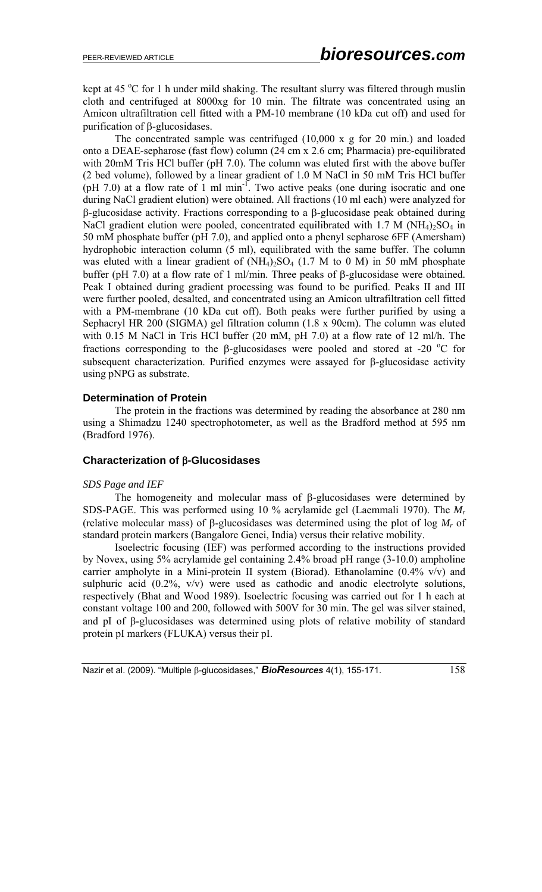kept at 45 °C for 1 h under mild shaking. The resultant slurry was filtered through muslin cloth and centrifuged at 8000xg for 10 min. The filtrate was concentrated using an Amicon ultrafiltration cell fitted with a PM-10 membrane (10 kDa cut off) and used for purification of β-glucosidases.

The concentrated sample was centrifuged (10,000 x g for 20 min.) and loaded onto a DEAE-sepharose (fast flow) column (24 cm x 2.6 cm; Pharmacia) pre-equilibrated with 20mM Tris HCl buffer (pH 7.0). The column was eluted first with the above buffer (2 bed volume), followed by a linear gradient of 1.0 M NaCl in 50 mM Tris HCl buffer (pH 7.0) at a flow rate of 1 ml $min^{-1}$. Two active peaks (one during isocratic and one during NaCl gradient elution) were obtained. All fractions (10 ml each) were analyzed for β-glucosidase activity. Fractions corresponding to a β-glucosidase peak obtained during NaCl gradient elution were pooled, concentrated equilibrated with 1.7 M $(NH_4)_2SO_4$ in 50 mM phosphate buffer (pH 7.0), and applied onto a phenyl sepharose 6FF (Amersham) hydrophobic interaction column (5 ml), equilibrated with the same buffer. The column was eluted with a linear gradient of $(NH_4)_2SO_4$ (1.7 M to 0 M) in 50 mM phosphate buffer (pH 7.0) at a flow rate of 1 ml/min. Three peaks of β-glucosidase were obtained. Peak I obtained during gradient processing was found to be purified. Peaks II and III were further pooled, desalted, and concentrated using an Amicon ultrafiltration cell fitted with a PM-membrane (10 kDa cut off). Both peaks were further purified by using a Sephacryl HR 200 (SIGMA) gel filtration column (1.8 x 90cm). The column was eluted with 0.15 M NaCl in Tris HCl buffer (20 mM, pH 7.0) at a flow rate of 12 ml/h. The fractions corresponding to the β-glucosidases were pooled and stored at -20 °C for subsequent characterization. Purified enzymes were assayed for β-glucosidase activity using pNPG as substrate.

### Determination of Protein

The protein in the fractions was determined by reading the absorbance at 280 nm using a Shimadzu 1240 spectrophotometer, as well as the Bradford method at 595 nm (Bradford 1976).

### Characterization of β-Glucosidases

*SDS Page and IEF*

The homogeneity and molecular mass of β-glucosidases were determined by SDS-PAGE. This was performed using 10 % acrylamide gel (Laemmali 1970). The $M_r$ (relative molecular mass) of β-glucosidases was determined using the plot of log $M_r$ of standard protein markers (Bangalore Genei, India) versus their relative mobility.

Isoelectric focusing (IEF) was performed according to the instructions provided by Novex, using 5% acrylamide gel containing 2.4% broad pH range (3-10.0) ampholine carrier ampholyte in a Mini-protein II system (Biorad). Ethanolamine (0.4% v/v) and sulphuric acid (0.2%, v/v) were used as cathodic and anodic electrolyte solutions, respectively (Bhat and Wood 1989). Isoelectric focusing was carried out for 1 h each at constant voltage 100 and 200, followed with 500V for 30 min. The gel was silver stained, and pI of β-glucosidases was determined using plots of relative mobility of standard protein pI markers (FLUKA) versus their pI.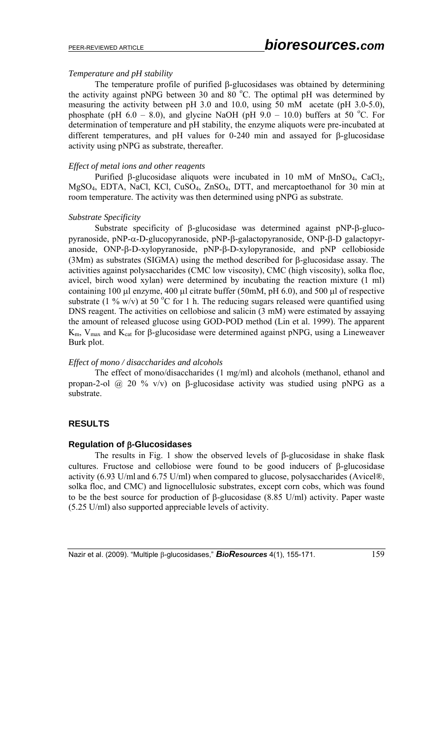*Temperature and pH stability*

The temperature profile of purified β-glucosidases was obtained by determining the activity against pNPG between 30 and 80 °C. The optimal pH was determined by measuring the activity between pH 3.0 and 10.0, using 50 mM acetate (pH 3.0-5.0), phosphate (pH 6.0 – 8.0), and glycine NaOH (pH 9.0 – 10.0) buffers at 50 °C. For determination of temperature and pH stability, the enzyme aliquots were pre-incubated at different temperatures, and pH values for 0-240 min and assayed for β-glucosidase activity using pNPG as substrate, thereafter.

*Effect of metal ions and other reagents*

Purified β-glucosidase aliquots were incubated in 10 mM of $MnSO_4$, $CaCl_2$, $MgSO_4$, EDTA, NaCl, KCl, $CuSO_4$, $ZnSO_4$, DTT, and mercaptoethanol for 30 min at room temperature. The activity was then determined using pNPG as substrate.

*Substrate Specificity*

Substrate specificity of β-glucosidase was determined against pNP-β-glucopyranoside, pNP-α-D-glucopyranoside, pNP-β-galactopyranoside, ONP-β-D galactopyranoside, ONP-β-D-xylopyranoside, pNP-β-D-xylopyranoside, and pNP cellobioside (3Mm) as substrates (SIGMA) using the method described for β-glucosidase assay. The activities against polysaccharides (CMC low viscosity), CMC (high viscosity), solka floc, avicel, birch wood xylan) were determined by incubating the reaction mixture (1 ml) containing 100 μl enzyme, 400 μl citrate buffer (50mM, pH 6.0), and 500 μl of respective substrate (1 % w/v) at 50 °C for 1 h. The reducing sugars released were quantified using DNS reagent. The activities on cellobiose and salicin (3 mM) were estimated by assaying the amount of released glucose using GOD-POD method (Lin et al. 1999). The apparent $K_m$, $V_{max}$ and $K_{cat}$ for β-glucosidase were determined against pNPG, using a Lineweaver Burk plot.

*Effect of mono / disaccharides and alcohols*

The effect of mono/disaccharides (1 mg/ml) and alcohols (methanol, ethanol and propan-2-ol @ 20 % v/v) on β-glucosidase activity was studied using pNPG as a substrate.

## RESULTS

### Regulation of β-Glucosidases

The results in Fig. 1 show the observed levels of β-glucosidase in shake flask cultures. Fructose and cellobiose were found to be good inducers of β-glucosidase activity (6.93 U/ml and 6.75 U/ml) when compared to glucose, polysaccharides (Avicel®, solka floc, and CMC) and lignocellulosic substrates, except corn cobs, which was found to be the best source for production of β-glucosidase (8.85 U/ml) activity. Paper waste (5.25 U/ml) also supported appreciable levels of activity.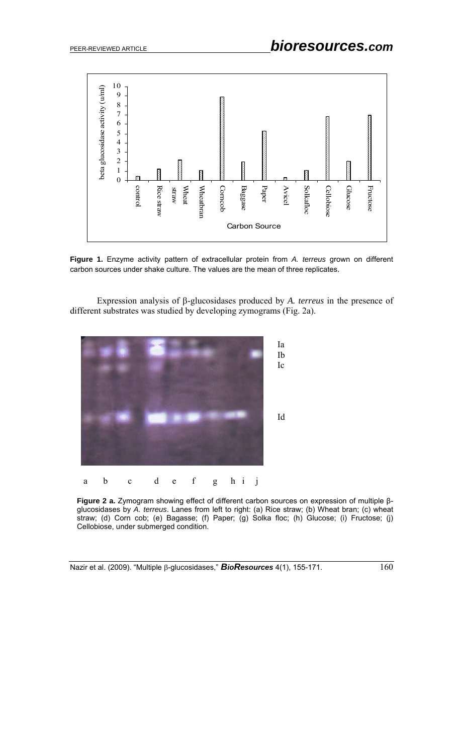**Figure 1.** Enzyme activity pattern of extracellular protein from *A. terreus* grown on different carbon sources under shake culture. The values are the mean of three replicates.

Expression analysis of β-glucosidases produced by *A. terreus* in the presence of different substrates was studied by developing zymograms (Fig. 2a).

**Figure 2 a.** Zymogram showing effect of different carbon sources on expression of multiple β-glucosidases by *A. terreus*. Lanes from left to right: (a) Rice straw; (b) Wheat bran; (c) wheat straw; (d) Corn cob; (e) Bagasse; (f) Paper; (g) Solka floc; (h) Glucose; (i) Fructose; (j) Cellobiose, under submerged condition.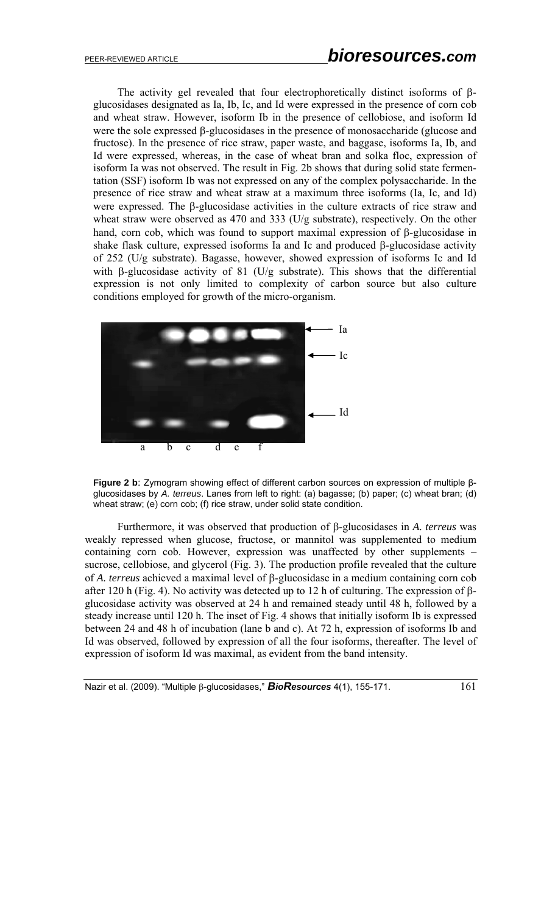The activity gel revealed that four electrophoretically distinct isoforms of β-glucosidases designated as Ia, Ib, Ic, and Id were expressed in the presence of corn cob and wheat straw. However, isoform Ib in the presence of cellobiose, and isoform Id were the sole expressed β-glucosidases in the presence of monosaccharide (glucose and fructose). In the presence of rice straw, paper waste, and baggase, isoforms Ia, Ib, and Id were expressed, whereas, in the case of wheat bran and solka floc, expression of isoform Ia was not observed. The result in Fig. 2b shows that during solid state fermentation (SSF) isoform Ib was not expressed on any of the complex polysaccharide. In the presence of rice straw and wheat straw at a maximum three isoforms (Ia, Ic, and Id) were expressed. The β-glucosidase activities in the culture extracts of rice straw and wheat straw were observed as 470 and 333 (U/g substrate), respectively. On the other hand, corn cob, which was found to support maximal expression of β-glucosidase in shake flask culture, expressed isoforms Ia and Ic and produced β-glucosidase activity of 252 (U/g substrate). Bagasse, however, showed expression of isoforms Ic and Id with β-glucosidase activity of 81 (U/g substrate). This shows that the differential expression is not only limited to complexity of carbon source but also culture conditions employed for growth of the micro-organism.

**Figure 2 b**: Zymogram showing effect of different carbon sources on expression of multiple β-glucosidases by *A. terreus*. Lanes from left to right: (a) bagasse; (b) paper; (c) wheat bran; (d) wheat straw; (e) corn cob; (f) rice straw, under solid state condition.

Furthermore, it was observed that production of β-glucosidases in *A. terreus* was weakly repressed when glucose, fructose, or mannitol was supplemented to medium containing corn cob. However, expression was unaffected by other supplements – sucrose, cellobiose, and glycerol (Fig. 3). The production profile revealed that the culture of *A. terreus* achieved a maximal level of β-glucosidase in a medium containing corn cob after 120 h (Fig. 4). No activity was detected up to 12 h of culturing. The expression of β-glucosidase activity was observed at 24 h and remained steady until 48 h, followed by a steady increase until 120 h. The inset of Fig. 4 shows that initially isoform Ib is expressed between 24 and 48 h of incubation (lane b and c). At 72 h, expression of isoforms Ib and Id was observed, followed by expression of all the four isoforms, thereafter. The level of expression of isoform Id was maximal, as evident from the band intensity.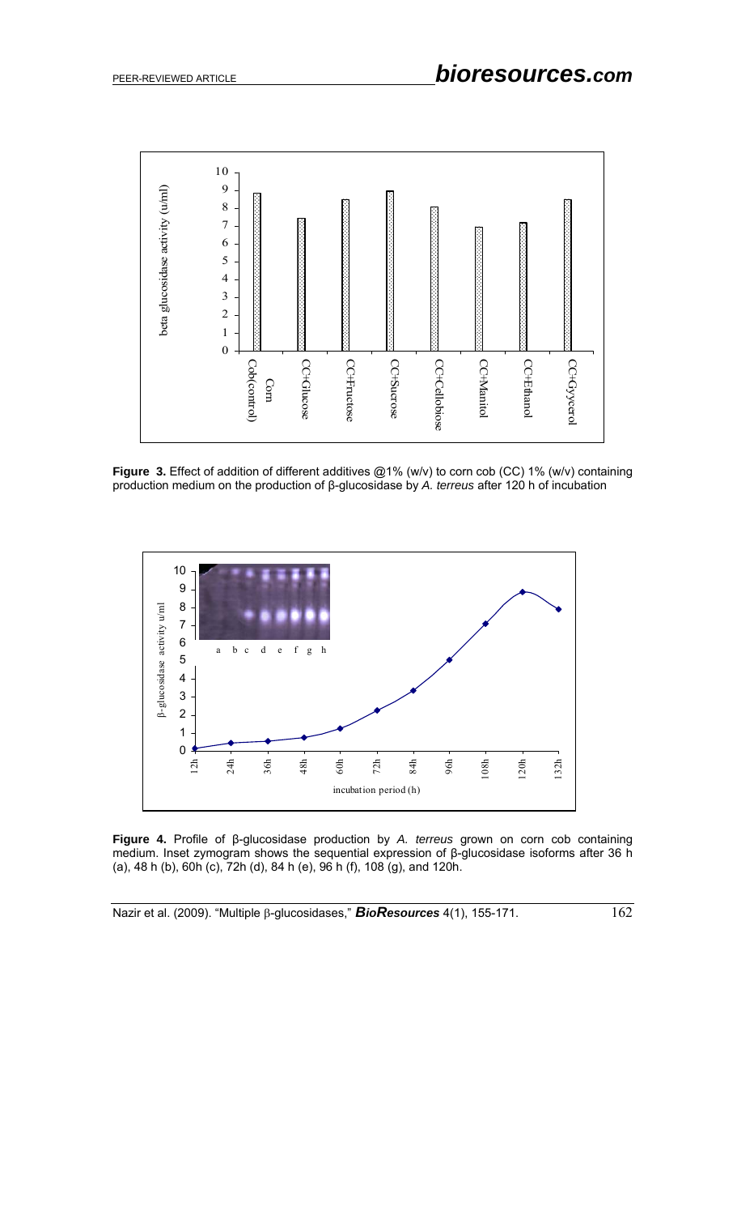**Figure 3.** Effect of addition of different additives @1% (w/v) to corn cob (CC) 1% (w/v) containing production medium on the production of β-glucosidase by *A. terreus* after 120 h of incubation

**Figure 4.** Profile of β-glucosidase production by *A. terreus* grown on corn cob containing medium. Inset zymogram shows the sequential expression of β-glucosidase isoforms after 36 h (a), 48 h (b), 60h (c), 72h (d), 84 h (e), 96 h (f), 108 (g), and 120h.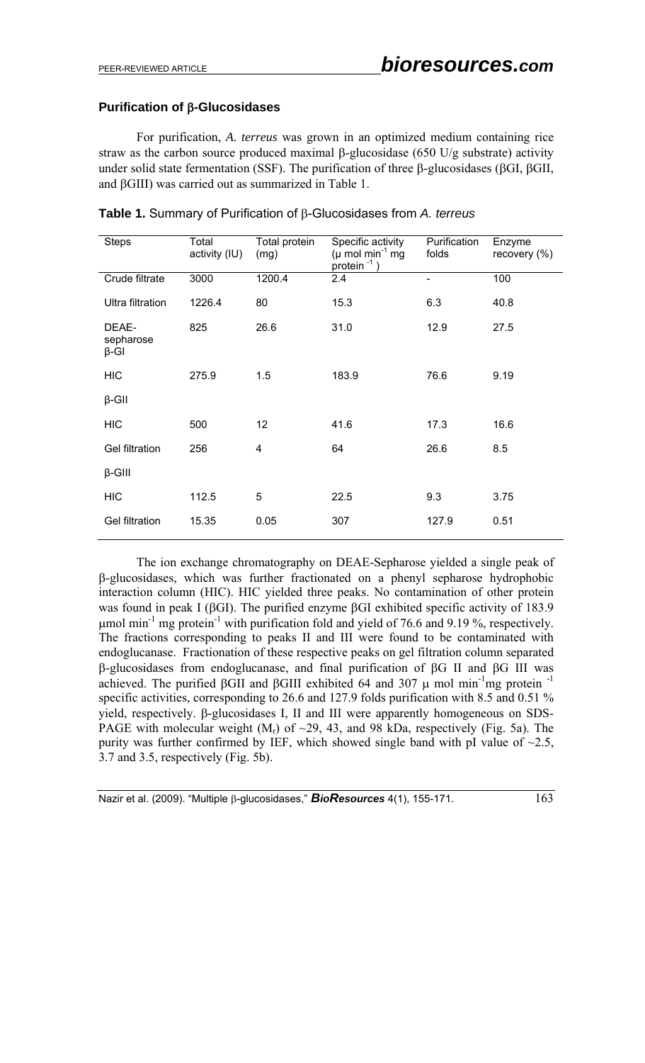### Purification of β-Glucosidases

For purification, *A. terreus* was grown in an optimized medium containing rice straw as the carbon source produced maximal β-glucosidase (650 U/g substrate) activity under solid state fermentation (SSF). The purification of three β-glucosidases (βGI, βGII, and βGIII) was carried out as summarized in Table 1.

**Table 1.** Summary of Purification of β-Glucosidases from *A. terreus*

| Steps | Total activity (IU) | Total protein (mg) | Specific activity (μ mol $min^{-1}$ mg $protein^{-1}$) | Purification folds | Enzyme recovery (%) |
|---|---|---|---|---|---|
| Crude filtrate | 3000 | 1200.4 | 2.4 | - | 100 |
| Ultra filtration | 1226.4 | 80 | 15.3 | 6.3 | 40.8 |
| DEAE-sepharose | 825 | 26.6 | 31.0 | 12.9 | 27.5 |
| β-GI | | | | | |
| HIC | 275.9 | 1.5 | 183.9 | 76.6 | 9.19 |
| β-GII | | | | | |
| HIC | 500 | 12 | 41.6 | 17.3 | 16.6 |
| Gel filtration | 256 | 4 | 64 | 26.6 | 8.5 |
| β-GIII | | | | | |
| HIC | 112.5 | 5 | 22.5 | 9.3 | 3.75 |
| Gel filtration | 15.35 | 0.05 | 307 | 127.9 | 0.51 |

The ion exchange chromatography on DEAE-Sepharose yielded a single peak of β-glucosidases, which was further fractionated on a phenyl sepharose hydrophobic interaction column (HIC). HIC yielded three peaks. No contamination of other protein was found in peak I (βGI). The purified enzyme βGI exhibited specific activity of 183.9 μmol $min^{-1}$ mg $protein^{-1}$ with purification fold and yield of 76.6 and 9.19 %, respectively. The fractions corresponding to peaks II and III were found to be contaminated with endoglucanase. Fractionation of these respective peaks on gel filtration column separated β-glucosidases from endoglucanase, and final purification of βG II and βG III was achieved. The purified βGII and βGIII exhibited 64 and 307 μ mol $min^{-1}$mg $protein^{-1}$ specific activities, corresponding to 26.6 and 127.9 folds purification with 8.5 and 0.51 % yield, respectively. β-glucosidases I, II and III were apparently homogeneous on SDS-PAGE with molecular weight ($M_r$) of ~29, 43, and 98 kDa, respectively (Fig. 5a). The purity was further confirmed by IEF, which showed single band with pI value of ~2.5, 3.7 and 3.5, respectively (Fig. 5b).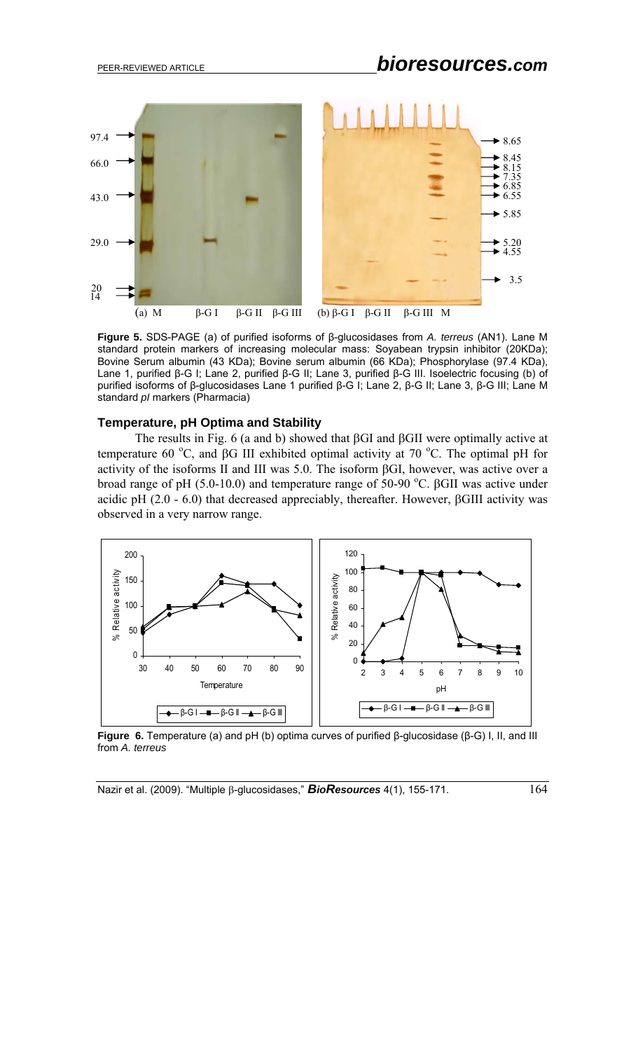**Figure 5.** SDS-PAGE (a) of purified isoforms of β-glucosidases from *A. terreus* (AN1). Lane M standard protein markers of increasing molecular mass: Soyabean trypsin inhibitor (20KDa); Bovine Serum albumin (43 KDa); Bovine serum albumin (66 KDa); Phosphorylase (97.4 KDa), Lane 1, purified β-G I; Lane 2, purified β-G II; Lane 3, purified β-G III. Isoelectric focusing (b) of purified isoforms of β-glucosidases Lane 1 purified β-G I; Lane 2, β-G II; Lane 3, β-G III; Lane M standard *pI* markers (Pharmacia)

### Temperature, pH Optima and Stability

The results in Fig. 6 (a and b) showed that βGI and βGII were optimally active at temperature 60 °C, and βG III exhibited optimal activity at 70 °C. The optimal pH for activity of the isoforms II and III was 5.0. The isoform βGI, however, was active over a broad range of pH (5.0-10.0) and temperature range of 50-90 °C. βGII was active under acidic pH (2.0 - 6.0) that decreased appreciably, thereafter. However, βGIII activity was observed in a very narrow range.

**Figure 6.** Temperature (a) and pH (b) optima curves of purified β-glucosidase (β-G) I, II, and III from *A. terreus*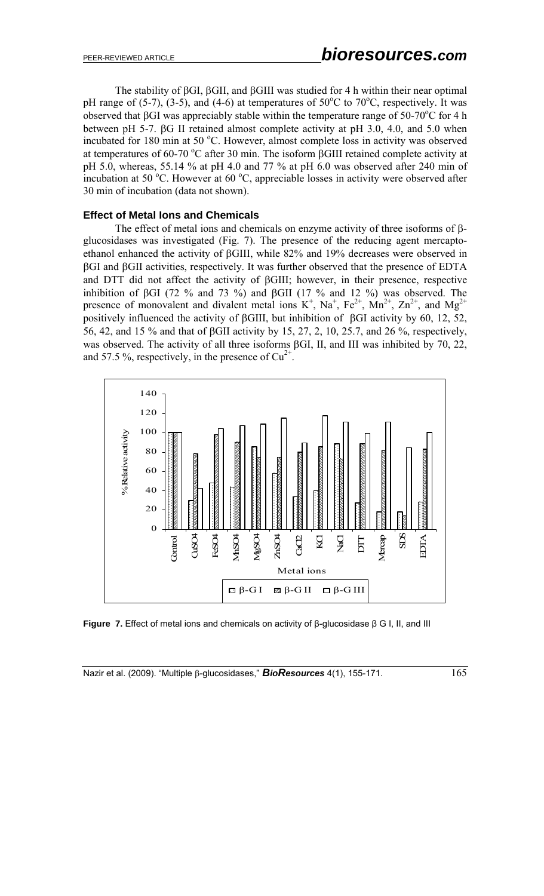The stability of βGI, βGII, and βGIII was studied for 4 h within their near optimal pH range of (5-7), (3-5), and (4-6) at temperatures of 50°C to 70°C, respectively. It was observed that βGI was appreciably stable within the temperature range of 50-70°C for 4 h between pH 5-7. βG II retained almost complete activity at pH 3.0, 4.0, and 5.0 when incubated for 180 min at 50 °C. However, almost complete loss in activity was observed at temperatures of 60-70 °C after 30 min. The isoform βGIII retained complete activity at pH 5.0, whereas, 55.14 % at pH 4.0 and 77 % at pH 6.0 was observed after 240 min of incubation at 50 °C. However at 60 °C, appreciable losses in activity were observed after 30 min of incubation (data not shown).

### Effect of Metal Ions and Chemicals

The effect of metal ions and chemicals on enzyme activity of three isoforms of β-glucosidases was investigated (Fig. 7). The presence of the reducing agent mercapto-ethanol enhanced the activity of βGIII, while 82% and 19% decreases were observed in βGI and βGII activities, respectively. It was further observed that the presence of EDTA and DTT did not affect the activity of βGIII; however, in their presence, respective inhibition of βGI (72 % and 73 %) and βGII (17 % and 12 %) was observed. The presence of monovalent and divalent metal ions $K^+$, $Na^+$, $Fe^{2+}$, $Mn^{2+}$, $Zn^{2+}$, and $Mg^{2+}$ positively influenced the activity of βGIII, but inhibition of βGI activity by 60, 12, 52, 56, 42, and 15 % and that of βGII activity by 15, 27, 2, 10, 25.7, and 26 %, respectively, was observed. The activity of all three isoforms βGI, II, and III was inhibited by 70, 22, and 57.5 %, respectively, in the presence of $Cu^{2+}$.

**Figure 7.** Effect of metal ions and chemicals on activity of β-glucosidase β G I, II, and III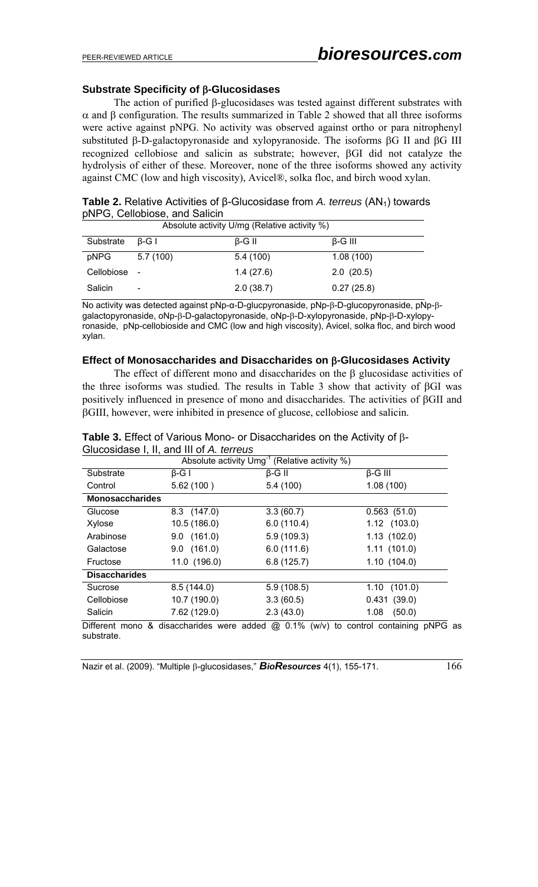### Substrate Specificity of β-Glucosidases

The action of purified β-glucosidases was tested against different substrates with α and β configuration. The results summarized in Table 2 showed that all three isoforms were active against pNPG. No activity was observed against ortho or para nitrophenyl substituted β-D-galactopyronaside and xylopyranoside. The isoforms βG II and βG III recognized cellobiose and salicin as substrate; however, βGI did not catalyze the hydrolysis of either of these. Moreover, none of the three isoforms showed any activity against CMC (low and high viscosity), Avicel®, solka floc, and birch wood xylan.

**Table 2.** Relative Activities of β-Glucosidase from *A. terreus* ($AN_1$) towards pNPG, Cellobiose, and Salicin

| | Absolute activity U/mg (Relative activity %) | | |
|---|---|---|---|
| Substrate | β-G I | β-G II | β-G III |
| pNPG | 5.7 (100) | 5.4 (100) | 1.08 (100) |
| Cellobiose | - | 1.4 (27.6) | 2.0 (20.5) |
| Salicin | - | 2.0 (38.7) | 0.27 (25.8) |

No activity was detected against pNp-α-D-glucpyronaside, pNp-β-D-glucopyronaside, pNp-β-galactopyronaside, oNp-β-D-galactopyronaside, oNp-β-D-xylopyronaside, pNp-β-D-xylopyronaside, pNp-cellobioside and CMC (low and high viscosity), Avicel, solka floc, and birch wood xylan.

### Effect of Monosaccharides and Disaccharides on β-Glucosidases Activity

The effect of different mono and disaccharides on the β glucosidase activities of the three isoforms was studied. The results in Table 3 show that activity of βGI was positively influenced in presence of mono and disaccharides. The activities of βGII and βGIII, however, were inhibited in presence of glucose, cellobiose and salicin.

**Table 3.** Effect of Various Mono- or Disaccharides on the Activity of β-Glucosidase I, II, and III of *A. terreus*

| | Absolute activity $Umg^{-1}$ (Relative activity %) | | |
|---|---|---|---|
| Substrate | β-G I | β-G II | β-G III |
| Control | 5.62 (100 ) | 5.4 (100) | 1.08 (100) |
| **Monosaccharides** | | | |
| Glucose | 8.3 (147.0) | 3.3 (60.7) | 0.563 (51.0) |
| Xylose | 10.5 (186.0) | 6.0 (110.4) | 1.12 (103.0) |
| Arabinose | 9.0 (161.0) | 5.9 (109.3) | 1.13 (102.0) |
| Galactose | 9.0 (161.0) | 6.0 (111.6) | 1.11 (101.0) |
| Fructose | 11.0 (196.0) | 6.8 (125.7) | 1.10 (104.0) |
| **Disaccharides** | | | |
| Sucrose | 8.5 (144.0) | 5.9 (108.5) | 1.10 (101.0) |
| Cellobiose | 10.7 (190.0) | 3.3 (60.5) | 0.431 (39.0) |
| Salicin | 7.62 (129.0) | 2.3 (43.0) | 1.08 (50.0) |

Different mono & disaccharides were added @ 0.1% (w/v) to control containing pNPG as substrate.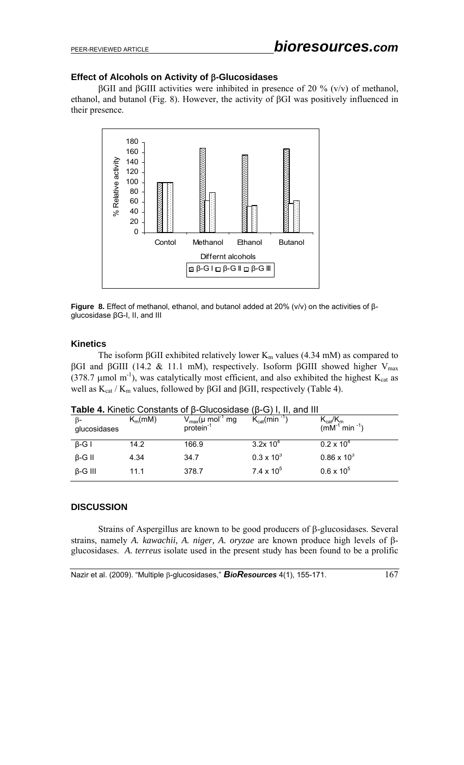### Effect of Alcohols on Activity of β-Glucosidases

βGII and βGIII activities were inhibited in presence of 20 % (v/v) of methanol, ethanol, and butanol (Fig. 8). However, the activity of βGI was positively influenced in their presence.

**Figure 8.** Effect of methanol, ethanol, and butanol added at 20% (v/v) on the activities of β-glucosidase βG-I, II, and III

### Kinetics

The isoform βGII exhibited relatively lower $K_m$ values (4.34 mM) as compared to βGI and βGIII (14.2 & 11.1 mM), respectively. Isoform βGIII showed higher $V_{max}$ (378.7 μmol $m^{-1}$), was catalytically most efficient, and also exhibited the highest $K_{cat}$ as well as $K_{cat}$ / $K_m$ values, followed by βGI and βGII, respectively (Table 4).

**Table 4.** Kinetic Constants of β-Glucosidase (β-G) I, II, and III

| β-glucosidases | $K_m$(mM) | $V_{max}$(μ $mol^{-1}$ mg $protein^{-1}$ | $K_{cat}$($min^{-1}$) | $K_{cat}/K_m$ ($mM^{-1}$ $min^{-1}$) |
|---|---|---|---|---|
| β-G I | 14.2 | 166.9 | $3.2 \times 10^4$ | $0.2 \times 10^4$ |
| β-G II | 4.34 | 34.7 | $0.3 \times 10^3$ | $0.86 \times 10^3$ |
| β-G III | 11.1 | 378.7 | $7.4 \times 10^5$ | $0.6 \times 10^5$ |

## DISCUSSION

Strains of Aspergillus are known to be good producers of β-glucosidases. Several strains, namely *A. kawachii*, *A. niger*, *A. oryzae* are known produce high levels of β-glucosidases. *A. terreus* isolate used in the present study has been found to be a prolific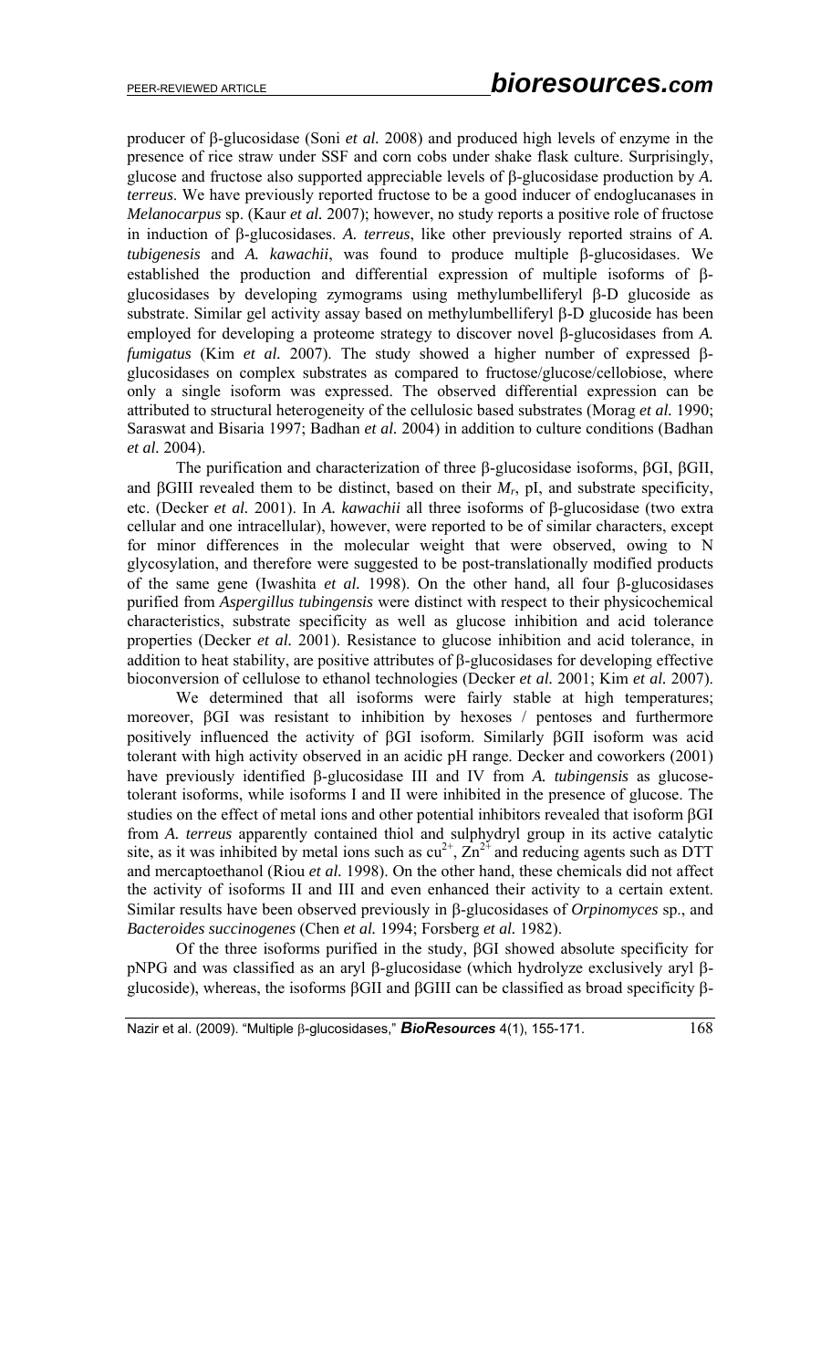producer of β-glucosidase (Soni *et al.* 2008) and produced high levels of enzyme in the presence of rice straw under SSF and corn cobs under shake flask culture. Surprisingly, glucose and fructose also supported appreciable levels of β-glucosidase production by *A. terreus*. We have previously reported fructose to be a good inducer of endoglucanases in *Melanocarpus* sp. (Kaur *et al.* 2007); however, no study reports a positive role of fructose in induction of β-glucosidases. *A. terreus*, like other previously reported strains of *A. tubigenesis* and *A. kawachii*, was found to produce multiple β-glucosidases. We established the production and differential expression of multiple isoforms of β-glucosidases by developing zymograms using methylumbelliferyl β-D glucoside as substrate. Similar gel activity assay based on methylumbelliferyl β-D glucoside has been employed for developing a proteome strategy to discover novel β-glucosidases from *A. fumigatus* (Kim *et al.* 2007). The study showed a higher number of expressed β-glucosidases on complex substrates as compared to fructose/glucose/cellobiose, where only a single isoform was expressed. The observed differential expression can be attributed to structural heterogeneity of the cellulosic based substrates (Morag *et al.* 1990; Saraswat and Bisaria 1997; Badhan *et al.* 2004) in addition to culture conditions (Badhan *et al.* 2004).

The purification and characterization of three β-glucosidase isoforms, βGI, βGII, and βGIII revealed them to be distinct, based on their $M_r$, pI, and substrate specificity, etc. (Decker *et al.* 2001). In *A. kawachii* all three isoforms of β-glucosidase (two extra cellular and one intracellular), however, were reported to be of similar characters, except for minor differences in the molecular weight that were observed, owing to N glycosylation, and therefore were suggested to be post-translationally modified products of the same gene (Iwashita *et al.* 1998). On the other hand, all four β-glucosidases purified from *Aspergillus tubingensis* were distinct with respect to their physicochemical characteristics, substrate specificity as well as glucose inhibition and acid tolerance properties (Decker *et al.* 2001). Resistance to glucose inhibition and acid tolerance, in addition to heat stability, are positive attributes of β-glucosidases for developing effective bioconversion of cellulose to ethanol technologies (Decker *et al.* 2001; Kim *et al.* 2007).

We determined that all isoforms were fairly stable at high temperatures; moreover, βGI was resistant to inhibition by hexoses / pentoses and furthermore positively influenced the activity of βGI isoform. Similarly βGII isoform was acid tolerant with high activity observed in an acidic pH range. Decker and coworkers (2001) have previously identified β-glucosidase III and IV from *A. tubingensis* as glucose-tolerant isoforms, while isoforms I and II were inhibited in the presence of glucose. The studies on the effect of metal ions and other potential inhibitors revealed that isoform βGI from *A. terreus* apparently contained thiol and sulphydryl group in its active catalytic site, as it was inhibited by metal ions such as $cu^{2+}$, $Zn^{2+}$ and reducing agents such as DTT and mercaptoethanol (Riou *et al.* 1998). On the other hand, these chemicals did not affect the activity of isoforms II and III and even enhanced their activity to a certain extent. Similar results have been observed previously in β-glucosidases of *Orpinomyces* sp., and *Bacteroides succinogenes* (Chen *et al.* 1994; Forsberg *et al.* 1982).

Of the three isoforms purified in the study, βGI showed absolute specificity for pNPG and was classified as an aryl β-glucosidase (which hydrolyze exclusively aryl β-glucoside), whereas, the isoforms βGII and βGIII can be classified as broad specificity β-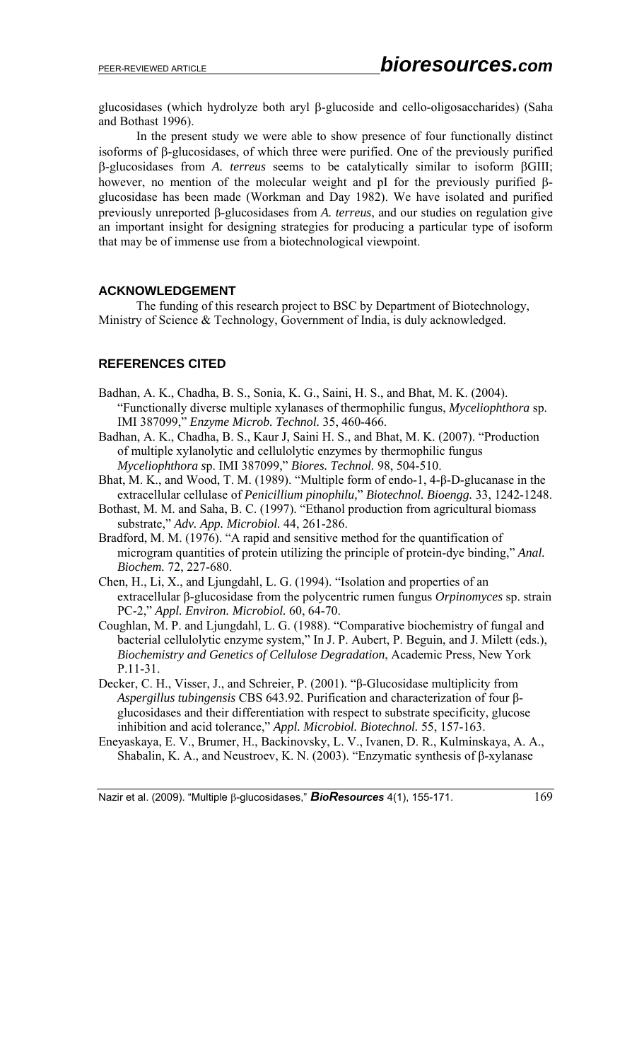glucosidases (which hydrolyze both aryl β-glucoside and cello-oligosaccharides) (Saha and Bothast 1996).

In the present study we were able to show presence of four functionally distinct isoforms of β-glucosidases, of which three were purified. One of the previously purified β-glucosidases from *A. terreus* seems to be catalytically similar to isoform βGIII; however, no mention of the molecular weight and pI for the previously purified β-glucosidase has been made (Workman and Day 1982). We have isolated and purified previously unreported β-glucosidases from *A. terreus*, and our studies on regulation give an important insight for designing strategies for producing a particular type of isoform that may be of immense use from a biotechnological viewpoint.

## ACKNOWLEDGEMENT

The funding of this research project to BSC by Department of Biotechnology, Ministry of Science & Technology, Government of India, is duly acknowledged.

## REFERENCES CITED

Badhan, A. K., Chadha, B. S., Sonia, K. G., Saini, H. S., and Bhat, M. K. (2004). "Functionally diverse multiple xylanases of thermophilic fungus, *Myceliophthora* sp. IMI 387099," *Enzyme Microb. Technol.* 35, 460-466.

Badhan, A. K., Chadha, B. S., Kaur J, Saini H. S., and Bhat, M. K. (2007). "Production of multiple xylanolytic and cellulolytic enzymes by thermophilic fungus *Myceliophthora s*p. IMI 387099," *Biores. Technol.* 98, 504-510.

Bhat, M. K., and Wood, T. M. (1989). "Multiple form of endo-1, 4-β-D-glucanase in the extracellular cellulase of *Penicillium pinophilu,*" *Biotechnol. Bioengg.* 33, 1242-1248.

Bothast, M. M. and Saha, B. C. (1997). "Ethanol production from agricultural biomass substrate," *Adv. App. Microbiol.* 44, 261-286.

Bradford, M. M. (1976). "A rapid and sensitive method for the quantification of microgram quantities of protein utilizing the principle of protein-dye binding," *Anal. Biochem.* 72, 227-680.

Chen, H., Li, X., and Ljungdahl, L. G. (1994). "Isolation and properties of an extracellular β-glucosidase from the polycentric rumen fungus *Orpinomyces* sp. strain PC-2," *Appl. Environ. Microbiol.* 60, 64-70.

Coughlan, M. P. and Ljungdahl, L. G. (1988). "Comparative biochemistry of fungal and bacterial cellulolytic enzyme system," In J. P. Aubert, P. Beguin, and J. Milett (eds.), *Biochemistry and Genetics of Cellulose Degradation*, Academic Press, New York P.11-31.

Decker, C. H., Visser, J., and Schreier, P. (2001). "β-Glucosidase multiplicity from *Aspergillus tubingensis* CBS 643.92. Purification and characterization of four β-glucosidases and their differentiation with respect to substrate specificity, glucose inhibition and acid tolerance," *Appl. Microbiol. Biotechnol.* 55, 157-163.

Eneyaskaya, E. V., Brumer, H., Backinovsky, L. V., Ivanen, D. R., Kulminskaya, A. A., Shabalin, K. A., and Neustroev, K. N. (2003). "Enzymatic synthesis of β-xylanase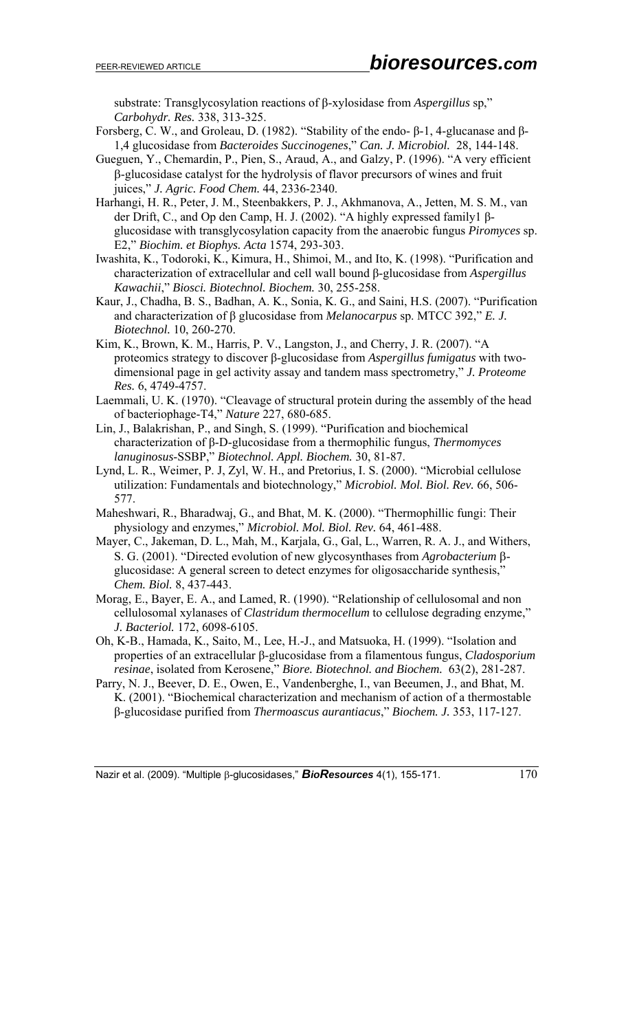substrate: Transglycosylation reactions of β-xylosidase from *Aspergillus* sp," *Carbohydr. Res.* 338, 313-325.

Forsberg, C. W., and Groleau, D. (1982). "Stability of the endo- β-1, 4-glucanase and β-1,4 glucosidase from *Bacteroides Succinogenes*," *Can. J. Microbiol.* 28, 144-148.

Gueguen, Y., Chemardin, P., Pien, S., Araud, A., and Galzy, P. (1996). "A very efficient β-glucosidase catalyst for the hydrolysis of flavor precursors of wines and fruit juices," *J. Agric. Food Chem.* 44, 2336-2340.

Harhangi, H. R., Peter, J. M., Steenbakkers, P. J., Akhmanova, A., Jetten, M. S. M., van der Drift, C., and Op den Camp, H. J. (2002). "A highly expressed family1 β-glucosidase with transglycosylation capacity from the anaerobic fungus *Piromyces* sp. E2," *Biochim. et Biophys. Acta* 1574, 293-303.

Iwashita, K., Todoroki, K., Kimura, H., Shimoi, M., and Ito, K. (1998). "Purification and characterization of extracellular and cell wall bound β-glucosidase from *Aspergillus Kawachii*," *Biosci. Biotechnol. Biochem.* 30, 255-258.

Kaur, J., Chadha, B. S., Badhan, A. K., Sonia, K. G., and Saini, H.S. (2007). "Purification and characterization of β glucosidase from *Melanocarpus* sp. MTCC 392," *E. J. Biotechnol.* 10, 260-270.

Kim, K., Brown, K. M., Harris, P. V., Langston, J., and Cherry, J. R. (2007). "A proteomics strategy to discover β-glucosidase from *Aspergillus fumigatus* with two-dimensional page in gel activity assay and tandem mass spectrometry," *J. Proteome Res.* 6, 4749-4757.

Laemmali, U. K. (1970). "Cleavage of structural protein during the assembly of the head of bacteriophage-T4," *Nature* 227, 680-685.

Lin, J., Balakrishan, P., and Singh, S. (1999). "Purification and biochemical characterization of β-D-glucosidase from a thermophilic fungus, *Thermomyces lanuginosus*-SSBP," *Biotechnol. Appl. Biochem.* 30, 81-87.

Lynd, L. R., Weimer, P. J, Zyl, W. H., and Pretorius, I. S. (2000). "Microbial cellulose utilization: Fundamentals and biotechnology," *Microbiol. Mol. Biol. Rev.* 66, 506-577.

Maheshwari, R., Bharadwaj, G., and Bhat, M. K. (2000). "Thermophillic fungi: Their physiology and enzymes," *Microbiol. Mol. Biol. Rev.* 64, 461-488.

Mayer, C., Jakeman, D. L., Mah, M., Karjala, G., Gal, L., Warren, R. A. J., and Withers, S. G. (2001). "Directed evolution of new glycosynthases from *Agrobacterium* β-glucosidase: A general screen to detect enzymes for oligosaccharide synthesis," *Chem. Biol.* 8, 437-443.

Morag, E., Bayer, E. A., and Lamed, R. (1990). "Relationship of cellulosomal and non cellulosomal xylanases of *Clastridum thermocellum* to cellulose degrading enzyme," *J. Bacteriol.* 172, 6098-6105.

Oh, K-B., Hamada, K., Saito, M., Lee, H.-J., and Matsuoka, H. (1999). "Isolation and properties of an extracellular β-glucosidase from a filamentous fungus, *Cladosporium resinae*, isolated from Kerosene," *Biore. Biotechnol. and Biochem.* 63(2), 281-287.

Parry, N. J., Beever, D. E., Owen, E., Vandenberghe, I., van Beeumen, J., and Bhat, M. K. (2001). "Biochemical characterization and mechanism of action of a thermostable β-glucosidase purified from *Thermoascus aurantiacus*," *Biochem. J.* 353, 117-127.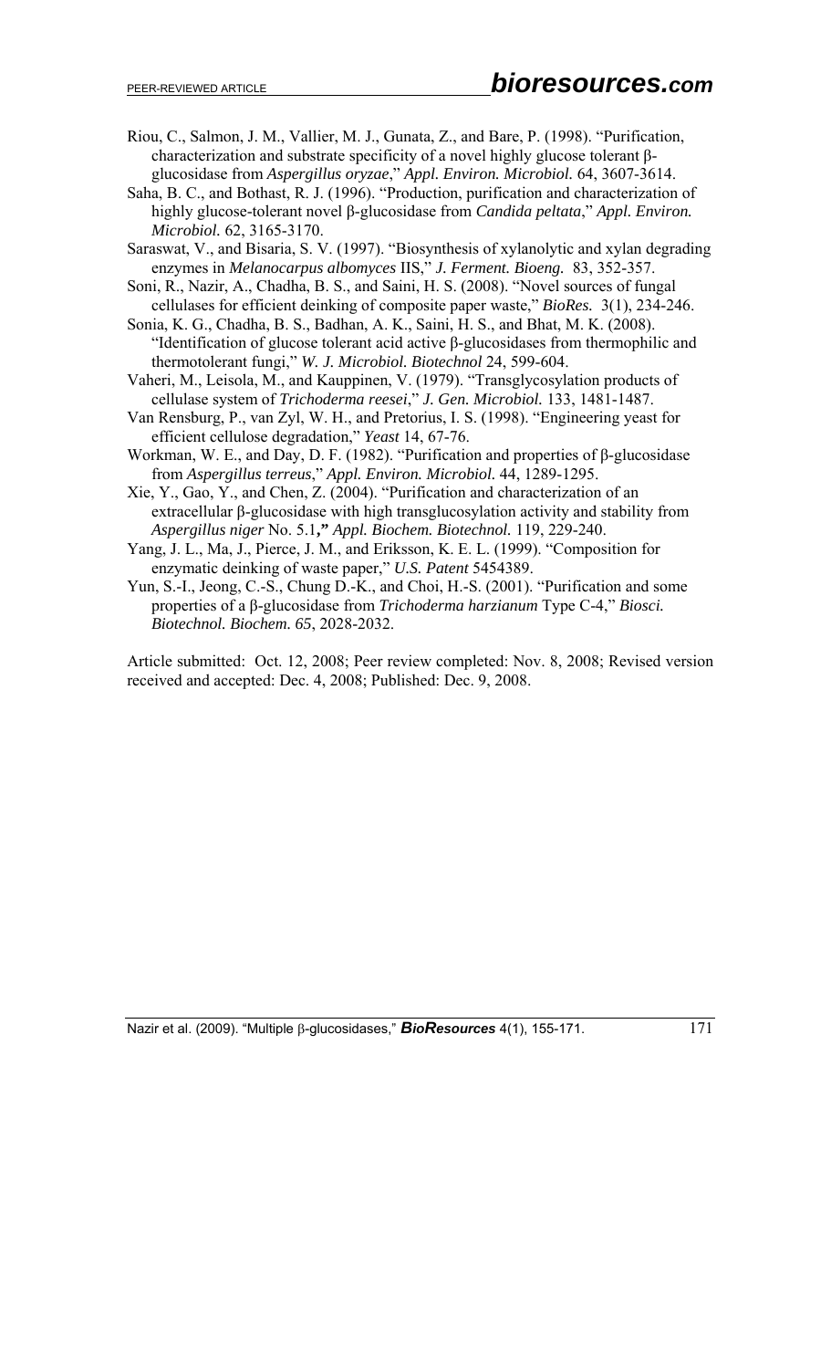Riou, C., Salmon, J. M., Vallier, M. J., Gunata, Z., and Bare, P. (1998). "Purification, characterization and substrate specificity of a novel highly glucose tolerant β-glucosidase from *Aspergillus oryzae*," *Appl. Environ. Microbiol.* 64, 3607-3614.

Saha, B. C., and Bothast, R. J. (1996). "Production, purification and characterization of highly glucose-tolerant novel β-glucosidase from *Candida peltata*," *Appl. Environ. Microbiol.* 62, 3165-3170.

Saraswat, V., and Bisaria, S. V. (1997). "Biosynthesis of xylanolytic and xylan degrading enzymes in *Melanocarpus albomyces* IIS," *J. Ferment. Bioeng.* 83, 352-357.

Soni, R., Nazir, A., Chadha, B. S., and Saini, H. S. (2008). "Novel sources of fungal cellulases for efficient deinking of composite paper waste," *BioRes.* 3(1), 234-246.

Sonia, K. G., Chadha, B. S., Badhan, A. K., Saini, H. S., and Bhat, M. K. (2008). "Identification of glucose tolerant acid active β-glucosidases from thermophilic and thermotolerant fungi," *W. J. Microbiol. Biotechnol* 24, 599-604.

Vaheri, M., Leisola, M., and Kauppinen, V. (1979). "Transglycosylation products of cellulase system of *Trichoderma reesei*," *J. Gen. Microbiol.* 133, 1481-1487.

Van Rensburg, P., van Zyl, W. H., and Pretorius, I. S. (1998). "Engineering yeast for efficient cellulose degradation," *Yeast* 14, 67-76.

Workman, W. E., and Day, D. F. (1982). "Purification and properties of β-glucosidase from *Aspergillus terreus*," *Appl. Environ. Microbiol.* 44, 1289-1295.

Xie, Y., Gao, Y., and Chen, Z. (2004). "Purification and characterization of an extracellular β-glucosidase with high transglucosylation activity and stability from *Aspergillus niger* No. 5.1**,"** *Appl. Biochem. Biotechnol.* 119, 229-240.

Yang, J. L., Ma, J., Pierce, J. M., and Eriksson, K. E. L. (1999). "Composition for enzymatic deinking of waste paper," *U.S. Patent* 5454389.

Yun, S.-I., Jeong, C.-S., Chung D.-K., and Choi, H.-S. (2001). "Purification and some properties of a β-glucosidase from *Trichoderma harzianum* Type C-4," *Biosci. Biotechnol. Biochem. 65*, 2028-2032.

Article submitted: Oct. 12, 2008; Peer review completed: Nov. 8, 2008; Revised version received and accepted: Dec. 4, 2008; Published: Dec. 9, 2008.